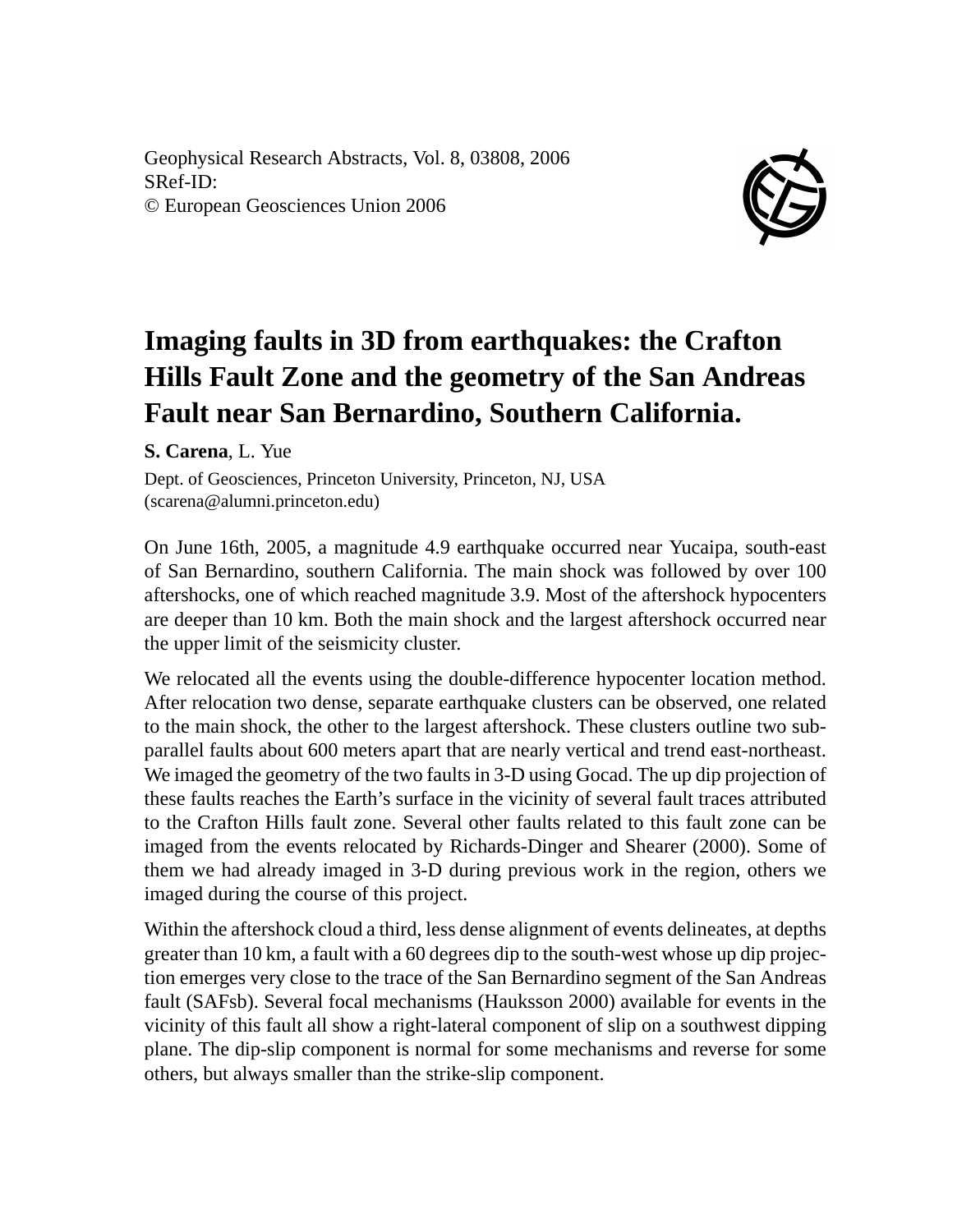Geophysical Research Abstracts, Vol. 8, 03808, 2006
SRef-ID:
© European Geosciences Union 2006

# Imaging faults in 3D from earthquakes: the Crafton Hills Fault Zone and the geometry of the San Andreas Fault near San Bernardino, Southern California.

**S. Carena**, L. Yue

Dept. of Geosciences, Princeton University, Princeton, NJ, USA
(scarena@alumni.princeton.edu)

On June 16th, 2005, a magnitude 4.9 earthquake occurred near Yucaipa, south-east of San Bernardino, southern California. The main shock was followed by over 100 aftershocks, one of which reached magnitude 3.9. Most of the aftershock hypocenters are deeper than 10 km. Both the main shock and the largest aftershock occurred near the upper limit of the seismicity cluster.

We relocated all the events using the double-difference hypocenter location method. After relocation two dense, separate earthquake clusters can be observed, one related to the main shock, the other to the largest aftershock. These clusters outline two sub-parallel faults about 600 meters apart that are nearly vertical and trend east-northeast. We imaged the geometry of the two faults in 3-D using Gocad. The up dip projection of these faults reaches the Earth's surface in the vicinity of several fault traces attributed to the Crafton Hills fault zone. Several other faults related to this fault zone can be imaged from the events relocated by Richards-Dinger and Shearer (2000). Some of them we had already imaged in 3-D during previous work in the region, others we imaged during the course of this project.

Within the aftershock cloud a third, less dense alignment of events delineates, at depths greater than 10 km, a fault with a 60 degrees dip to the south-west whose up dip projection emerges very close to the trace of the San Bernardino segment of the San Andreas fault (SAFsb). Several focal mechanisms (Hauksson 2000) available for events in the vicinity of this fault all show a right-lateral component of slip on a southwest dipping plane. The dip-slip component is normal for some mechanisms and reverse for some others, but always smaller than the strike-slip component.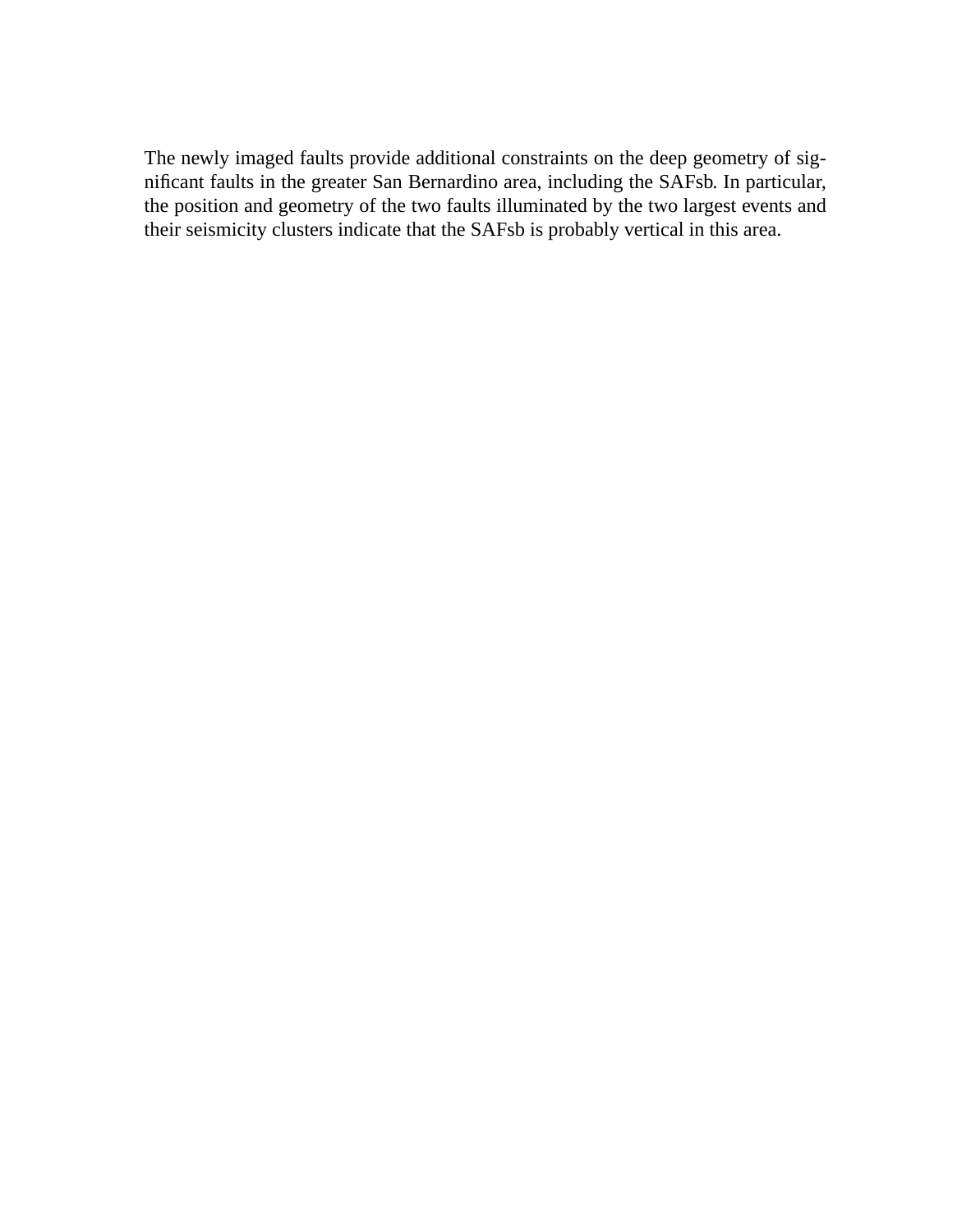The newly imaged faults provide additional constraints on the deep geometry of significant faults in the greater San Bernardino area, including the SAFsb. In particular, the position and geometry of the two faults illuminated by the two largest events and their seismicity clusters indicate that the SAFsb is probably vertical in this area.